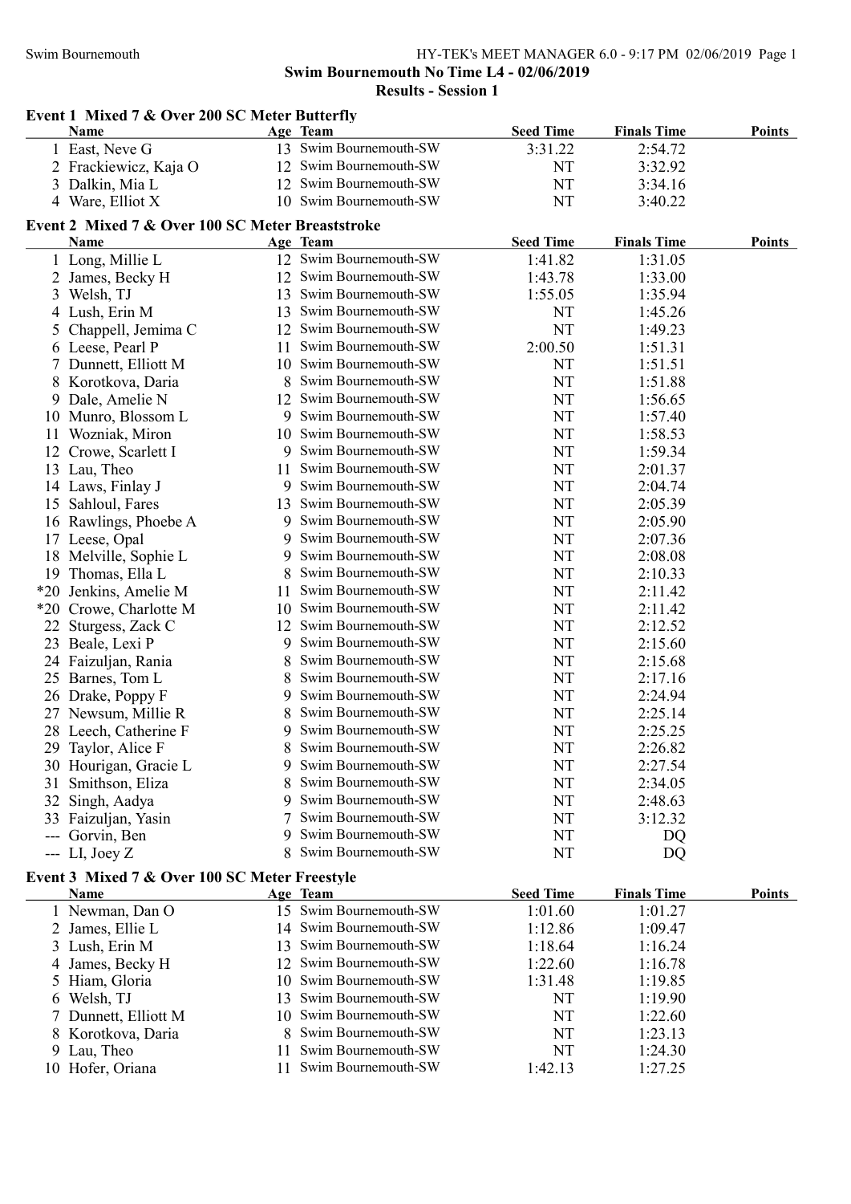## Swim Bournemouth No Time L4 - 02/06/2019

### Results - Session 1

#### Event 1 Mixed 7 & Over 200 SC Meter Butterfly

| | Name | Age | Team | Seed Time | Finals Time | Points |
|---|---|---|---|---|---|---|
| 1 | East, Neve G | 13 | Swim Bournemouth-SW | 3:31.22 | 2:54.72 | |
| 2 | Frackiewicz, Kaja O | 12 | Swim Bournemouth-SW | NT | 3:32.92 | |
| 3 | Dalkin, Mia L | 12 | Swim Bournemouth-SW | NT | 3:34.16 | |
| 4 | Ware, Elliot X | 10 | Swim Bournemouth-SW | NT | 3:40.22 | |

#### Event 2 Mixed 7 & Over 100 SC Meter Breaststroke

| | Name | Age | Team | Seed Time | Finals Time | Points |
|---|---|---|---|---|---|---|
| 1 | Long, Millie L | 12 | Swim Bournemouth-SW | 1:41.82 | 1:31.05 | |
| 2 | James, Becky H | 12 | Swim Bournemouth-SW | 1:43.78 | 1:33.00 | |
| 3 | Welsh, TJ | 13 | Swim Bournemouth-SW | 1:55.05 | 1:35.94 | |
| 4 | Lush, Erin M | 13 | Swim Bournemouth-SW | NT | 1:45.26 | |
| 5 | Chappell, Jemima C | 12 | Swim Bournemouth-SW | NT | 1:49.23 | |
| 6 | Leese, Pearl P | 11 | Swim Bournemouth-SW | 2:00.50 | 1:51.31 | |
| 7 | Dunnett, Elliott M | 10 | Swim Bournemouth-SW | NT | 1:51.51 | |
| 8 | Korotkova, Daria | 8 | Swim Bournemouth-SW | NT | 1:51.88 | |
| 9 | Dale, Amelie N | 12 | Swim Bournemouth-SW | NT | 1:56.65 | |
| 10 | Munro, Blossom L | 9 | Swim Bournemouth-SW | NT | 1:57.40 | |
| 11 | Wozniak, Miron | 10 | Swim Bournemouth-SW | NT | 1:58.53 | |
| 12 | Crowe, Scarlett I | 9 | Swim Bournemouth-SW | NT | 1:59.34 | |
| 13 | Lau, Theo | 11 | Swim Bournemouth-SW | NT | 2:01.37 | |
| 14 | Laws, Finlay J | 9 | Swim Bournemouth-SW | NT | 2:04.74 | |
| 15 | Sahloul, Fares | 13 | Swim Bournemouth-SW | NT | 2:05.39 | |
| 16 | Rawlings, Phoebe A | 9 | Swim Bournemouth-SW | NT | 2:05.90 | |
| 17 | Leese, Opal | 9 | Swim Bournemouth-SW | NT | 2:07.36 | |
| 18 | Melville, Sophie L | 9 | Swim Bournemouth-SW | NT | 2:08.08 | |
| 19 | Thomas, Ella L | 8 | Swim Bournemouth-SW | NT | 2:10.33 | |
| *20 | Jenkins, Amelie M | 11 | Swim Bournemouth-SW | NT | 2:11.42 | |
| *20 | Crowe, Charlotte M | 10 | Swim Bournemouth-SW | NT | 2:11.42 | |
| 22 | Sturgess, Zack C | 12 | Swim Bournemouth-SW | NT | 2:12.52 | |
| 23 | Beale, Lexi P | 9 | Swim Bournemouth-SW | NT | 2:15.60 | |
| 24 | Faizuljan, Rania | 8 | Swim Bournemouth-SW | NT | 2:15.68 | |
| 25 | Barnes, Tom L | 8 | Swim Bournemouth-SW | NT | 2:17.16 | |
| 26 | Drake, Poppy F | 9 | Swim Bournemouth-SW | NT | 2:24.94 | |
| 27 | Newsum, Millie R | 8 | Swim Bournemouth-SW | NT | 2:25.14 | |
| 28 | Leech, Catherine F | 9 | Swim Bournemouth-SW | NT | 2:25.25 | |
| 29 | Taylor, Alice F | 8 | Swim Bournemouth-SW | NT | 2:26.82 | |
| 30 | Hourigan, Gracie L | 9 | Swim Bournemouth-SW | NT | 2:27.54 | |
| 31 | Smithson, Eliza | 8 | Swim Bournemouth-SW | NT | 2:34.05 | |
| 32 | Singh, Aadya | 9 | Swim Bournemouth-SW | NT | 2:48.63 | |
| 33 | Faizuljan, Yasin | 7 | Swim Bournemouth-SW | NT | 3:12.32 | |
| --- | Gorvin, Ben | 9 | Swim Bournemouth-SW | NT | DQ | |
| --- | LI, Joey Z | 8 | Swim Bournemouth-SW | NT | DQ | |

#### Event 3 Mixed 7 & Over 100 SC Meter Freestyle

| | Name | Age | Team | Seed Time | Finals Time | Points |
|---|---|---|---|---|---|---|
| 1 | Newman, Dan O | 15 | Swim Bournemouth-SW | 1:01.60 | 1:01.27 | |
| 2 | James, Ellie L | 14 | Swim Bournemouth-SW | 1:12.86 | 1:09.47 | |
| 3 | Lush, Erin M | 13 | Swim Bournemouth-SW | 1:18.64 | 1:16.24 | |
| 4 | James, Becky H | 12 | Swim Bournemouth-SW | 1:22.60 | 1:16.78 | |
| 5 | Hiam, Gloria | 10 | Swim Bournemouth-SW | 1:31.48 | 1:19.85 | |
| 6 | Welsh, TJ | 13 | Swim Bournemouth-SW | NT | 1:19.90 | |
| 7 | Dunnett, Elliott M | 10 | Swim Bournemouth-SW | NT | 1:22.60 | |
| 8 | Korotkova, Daria | 8 | Swim Bournemouth-SW | NT | 1:23.13 | |
| 9 | Lau, Theo | 11 | Swim Bournemouth-SW | NT | 1:24.30 | |
| 10 | Hofer, Oriana | 11 | Swim Bournemouth-SW | 1:42.13 | 1:27.25 | |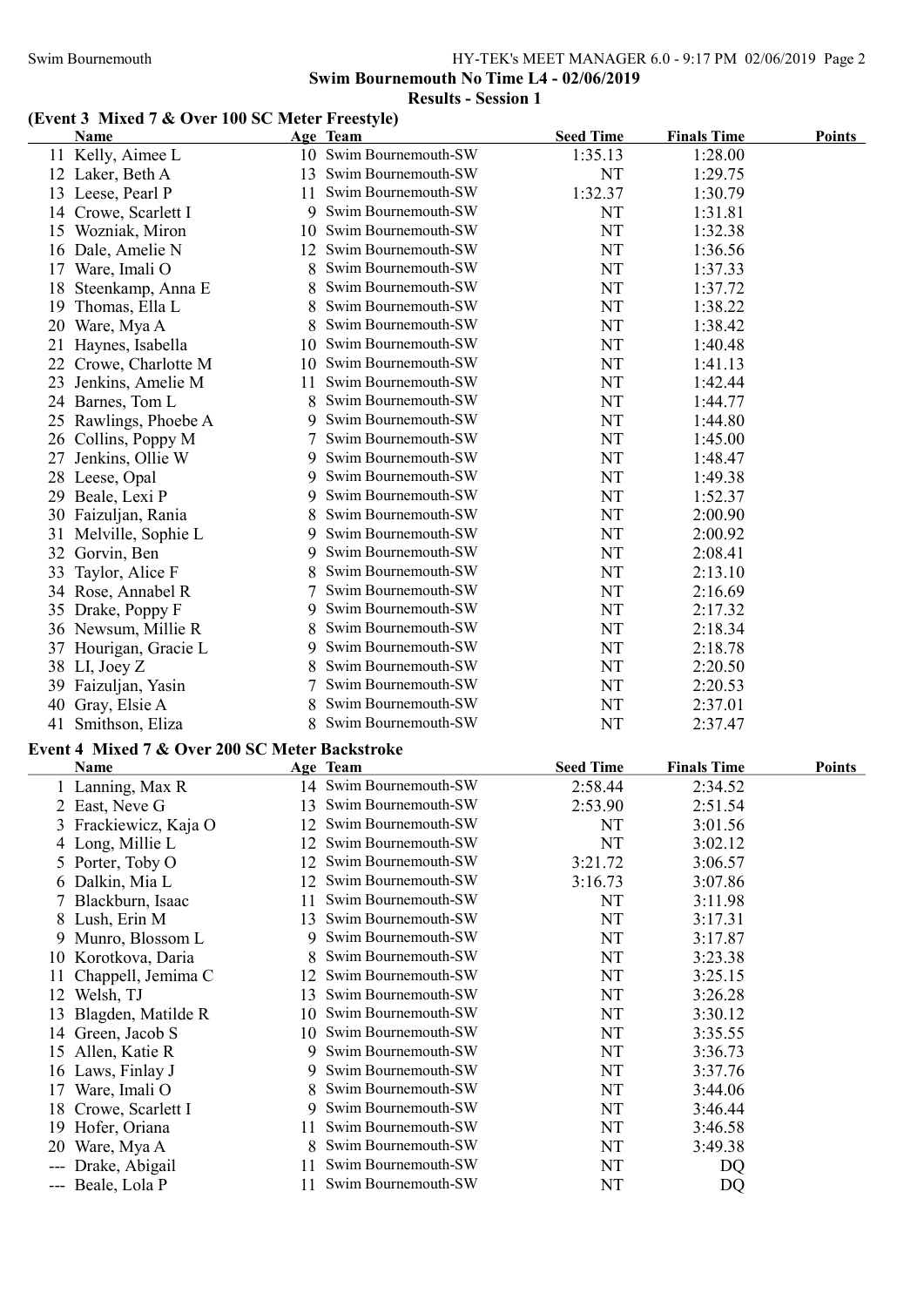Swim Bournemouth No Time L4 - 02/06/2019

Results - Session 1

## (Event 3 Mixed 7 & Over 100 SC Meter Freestyle)

| | Name | Age | Team | Seed Time | Finals Time | Points |
|---|---|---|---|---|---|---|
| 11 | Kelly, Aimee L | 10 | Swim Bournemouth-SW | 1:35.13 | 1:28.00 | |
| 12 | Laker, Beth A | 13 | Swim Bournemouth-SW | NT | 1:29.75 | |
| 13 | Leese, Pearl P | 11 | Swim Bournemouth-SW | 1:32.37 | 1:30.79 | |
| 14 | Crowe, Scarlett I | 9 | Swim Bournemouth-SW | NT | 1:31.81 | |
| 15 | Wozniak, Miron | 10 | Swim Bournemouth-SW | NT | 1:32.38 | |
| 16 | Dale, Amelie N | 12 | Swim Bournemouth-SW | NT | 1:36.56 | |
| 17 | Ware, Imali O | 8 | Swim Bournemouth-SW | NT | 1:37.33 | |
| 18 | Steenkamp, Anna E | 8 | Swim Bournemouth-SW | NT | 1:37.72 | |
| 19 | Thomas, Ella L | 8 | Swim Bournemouth-SW | NT | 1:38.22 | |
| 20 | Ware, Mya A | 8 | Swim Bournemouth-SW | NT | 1:38.42 | |
| 21 | Haynes, Isabella | 10 | Swim Bournemouth-SW | NT | 1:40.48 | |
| 22 | Crowe, Charlotte M | 10 | Swim Bournemouth-SW | NT | 1:41.13 | |
| 23 | Jenkins, Amelie M | 11 | Swim Bournemouth-SW | NT | 1:42.44 | |
| 24 | Barnes, Tom L | 8 | Swim Bournemouth-SW | NT | 1:44.77 | |
| 25 | Rawlings, Phoebe A | 9 | Swim Bournemouth-SW | NT | 1:44.80 | |
| 26 | Collins, Poppy M | 7 | Swim Bournemouth-SW | NT | 1:45.00 | |
| 27 | Jenkins, Ollie W | 9 | Swim Bournemouth-SW | NT | 1:48.47 | |
| 28 | Leese, Opal | 9 | Swim Bournemouth-SW | NT | 1:49.38 | |
| 29 | Beale, Lexi P | 9 | Swim Bournemouth-SW | NT | 1:52.37 | |
| 30 | Faizuljan, Rania | 8 | Swim Bournemouth-SW | NT | 2:00.90 | |
| 31 | Melville, Sophie L | 9 | Swim Bournemouth-SW | NT | 2:00.92 | |
| 32 | Gorvin, Ben | 9 | Swim Bournemouth-SW | NT | 2:08.41 | |
| 33 | Taylor, Alice F | 8 | Swim Bournemouth-SW | NT | 2:13.10 | |
| 34 | Rose, Annabel R | 7 | Swim Bournemouth-SW | NT | 2:16.69 | |
| 35 | Drake, Poppy F | 9 | Swim Bournemouth-SW | NT | 2:17.32 | |
| 36 | Newsum, Millie R | 8 | Swim Bournemouth-SW | NT | 2:18.34 | |
| 37 | Hourigan, Gracie L | 9 | Swim Bournemouth-SW | NT | 2:18.78 | |
| 38 | LI, Joey Z | 8 | Swim Bournemouth-SW | NT | 2:20.50 | |
| 39 | Faizuljan, Yasin | 7 | Swim Bournemouth-SW | NT | 2:20.53 | |
| 40 | Gray, Elsie A | 8 | Swim Bournemouth-SW | NT | 2:37.01 | |
| 41 | Smithson, Eliza | 8 | Swim Bournemouth-SW | NT | 2:37.47 | |

## Event 4 Mixed 7 & Over 200 SC Meter Backstroke

| | Name | Age | Team | Seed Time | Finals Time | Points |
|---|---|---|---|---|---|---|
| 1 | Lanning, Max R | 14 | Swim Bournemouth-SW | 2:58.44 | 2:34.52 | |
| 2 | East, Neve G | 13 | Swim Bournemouth-SW | 2:53.90 | 2:51.54 | |
| 3 | Frackiewicz, Kaja O | 12 | Swim Bournemouth-SW | NT | 3:01.56 | |
| 4 | Long, Millie L | 12 | Swim Bournemouth-SW | NT | 3:02.12 | |
| 5 | Porter, Toby O | 12 | Swim Bournemouth-SW | 3:21.72 | 3:06.57 | |
| 6 | Dalkin, Mia L | 12 | Swim Bournemouth-SW | 3:16.73 | 3:07.86 | |
| 7 | Blackburn, Isaac | 11 | Swim Bournemouth-SW | NT | 3:11.98 | |
| 8 | Lush, Erin M | 13 | Swim Bournemouth-SW | NT | 3:17.31 | |
| 9 | Munro, Blossom L | 9 | Swim Bournemouth-SW | NT | 3:17.87 | |
| 10 | Korotkova, Daria | 8 | Swim Bournemouth-SW | NT | 3:23.38 | |
| 11 | Chappell, Jemima C | 12 | Swim Bournemouth-SW | NT | 3:25.15 | |
| 12 | Welsh, TJ | 13 | Swim Bournemouth-SW | NT | 3:26.28 | |
| 13 | Blagden, Matilde R | 10 | Swim Bournemouth-SW | NT | 3:30.12 | |
| 14 | Green, Jacob S | 10 | Swim Bournemouth-SW | NT | 3:35.55 | |
| 15 | Allen, Katie R | 9 | Swim Bournemouth-SW | NT | 3:36.73 | |
| 16 | Laws, Finlay J | 9 | Swim Bournemouth-SW | NT | 3:37.76 | |
| 17 | Ware, Imali O | 8 | Swim Bournemouth-SW | NT | 3:44.06 | |
| 18 | Crowe, Scarlett I | 9 | Swim Bournemouth-SW | NT | 3:46.44 | |
| 19 | Hofer, Oriana | 11 | Swim Bournemouth-SW | NT | 3:46.58 | |
| 20 | Ware, Mya A | 8 | Swim Bournemouth-SW | NT | 3:49.38 | |
| --- | Drake, Abigail | 11 | Swim Bournemouth-SW | NT | DQ | |
| --- | Beale, Lola P | 11 | Swim Bournemouth-SW | NT | DQ | |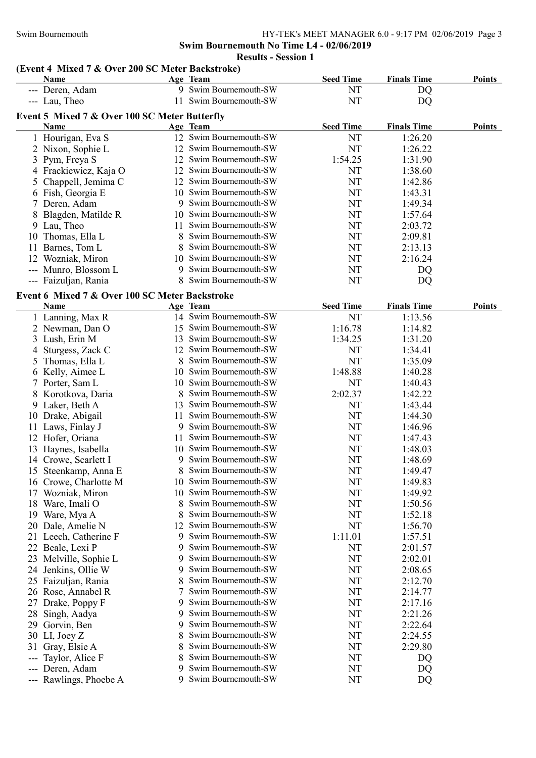## Swim Bournemouth No Time L4 - 02/06/2019

### Results - Session 1

**(Event 4 Mixed 7 & Over 200 SC Meter Backstroke)**

| | Name | Age | Team | Seed Time | Finals Time | Points |
|---|---|---|---|---|---|---|
| --- | Deren, Adam | 9 | Swim Bournemouth-SW | NT | DQ | |
| --- | Lau, Theo | 11 | Swim Bournemouth-SW | NT | DQ | |

**Event 5 Mixed 7 & Over 100 SC Meter Butterfly**

| | Name | Age | Team | Seed Time | Finals Time | Points |
|---|---|---|---|---|---|---|
| 1 | Hourigan, Eva S | 12 | Swim Bournemouth-SW | NT | 1:26.20 | |
| 2 | Nixon, Sophie L | 12 | Swim Bournemouth-SW | NT | 1:26.22 | |
| 3 | Pym, Freya S | 12 | Swim Bournemouth-SW | 1:54.25 | 1:31.90 | |
| 4 | Frackiewicz, Kaja O | 12 | Swim Bournemouth-SW | NT | 1:38.60 | |
| 5 | Chappell, Jemima C | 12 | Swim Bournemouth-SW | NT | 1:42.86 | |
| 6 | Fish, Georgia E | 10 | Swim Bournemouth-SW | NT | 1:43.31 | |
| 7 | Deren, Adam | 9 | Swim Bournemouth-SW | NT | 1:49.34 | |
| 8 | Blagden, Matilde R | 10 | Swim Bournemouth-SW | NT | 1:57.64 | |
| 9 | Lau, Theo | 11 | Swim Bournemouth-SW | NT | 2:03.72 | |
| 10 | Thomas, Ella L | 8 | Swim Bournemouth-SW | NT | 2:09.81 | |
| 11 | Barnes, Tom L | 8 | Swim Bournemouth-SW | NT | 2:13.13 | |
| 12 | Wozniak, Miron | 10 | Swim Bournemouth-SW | NT | 2:16.24 | |
| --- | Munro, Blossom L | 9 | Swim Bournemouth-SW | NT | DQ | |
| --- | Faizuljan, Rania | 8 | Swim Bournemouth-SW | NT | DQ | |

**Event 6 Mixed 7 & Over 100 SC Meter Backstroke**

| | Name | Age | Team | Seed Time | Finals Time | Points |
|---|---|---|---|---|---|---|
| 1 | Lanning, Max R | 14 | Swim Bournemouth-SW | NT | 1:13.56 | |
| 2 | Newman, Dan O | 15 | Swim Bournemouth-SW | 1:16.78 | 1:14.82 | |
| 3 | Lush, Erin M | 13 | Swim Bournemouth-SW | 1:34.25 | 1:31.20 | |
| 4 | Sturgess, Zack C | 12 | Swim Bournemouth-SW | NT | 1:34.41 | |
| 5 | Thomas, Ella L | 8 | Swim Bournemouth-SW | NT | 1:35.09 | |
| 6 | Kelly, Aimee L | 10 | Swim Bournemouth-SW | 1:48.88 | 1:40.28 | |
| 7 | Porter, Sam L | 10 | Swim Bournemouth-SW | NT | 1:40.43 | |
| 8 | Korotkova, Daria | 8 | Swim Bournemouth-SW | 2:02.37 | 1:42.22 | |
| 9 | Laker, Beth A | 13 | Swim Bournemouth-SW | NT | 1:43.44 | |
| 10 | Drake, Abigail | 11 | Swim Bournemouth-SW | NT | 1:44.30 | |
| 11 | Laws, Finlay J | 9 | Swim Bournemouth-SW | NT | 1:46.96 | |
| 12 | Hofer, Oriana | 11 | Swim Bournemouth-SW | NT | 1:47.43 | |
| 13 | Haynes, Isabella | 10 | Swim Bournemouth-SW | NT | 1:48.03 | |
| 14 | Crowe, Scarlett I | 9 | Swim Bournemouth-SW | NT | 1:48.69 | |
| 15 | Steenkamp, Anna E | 8 | Swim Bournemouth-SW | NT | 1:49.47 | |
| 16 | Crowe, Charlotte M | 10 | Swim Bournemouth-SW | NT | 1:49.83 | |
| 17 | Wozniak, Miron | 10 | Swim Bournemouth-SW | NT | 1:49.92 | |
| 18 | Ware, Imali O | 8 | Swim Bournemouth-SW | NT | 1:50.56 | |
| 19 | Ware, Mya A | 8 | Swim Bournemouth-SW | NT | 1:52.18 | |
| 20 | Dale, Amelie N | 12 | Swim Bournemouth-SW | NT | 1:56.70 | |
| 21 | Leech, Catherine F | 9 | Swim Bournemouth-SW | 1:11.01 | 1:57.51 | |
| 22 | Beale, Lexi P | 9 | Swim Bournemouth-SW | NT | 2:01.57 | |
| 23 | Melville, Sophie L | 9 | Swim Bournemouth-SW | NT | 2:02.01 | |
| 24 | Jenkins, Ollie W | 9 | Swim Bournemouth-SW | NT | 2:08.65 | |
| 25 | Faizuljan, Rania | 8 | Swim Bournemouth-SW | NT | 2:12.70 | |
| 26 | Rose, Annabel R | 7 | Swim Bournemouth-SW | NT | 2:14.77 | |
| 27 | Drake, Poppy F | 9 | Swim Bournemouth-SW | NT | 2:17.16 | |
| 28 | Singh, Aadya | 9 | Swim Bournemouth-SW | NT | 2:21.26 | |
| 29 | Gorvin, Ben | 9 | Swim Bournemouth-SW | NT | 2:22.64 | |
| 30 | LI, Joey Z | 8 | Swim Bournemouth-SW | NT | 2:24.55 | |
| 31 | Gray, Elsie A | 8 | Swim Bournemouth-SW | NT | 2:29.80 | |
| --- | Taylor, Alice F | 8 | Swim Bournemouth-SW | NT | DQ | |
| --- | Deren, Adam | 9 | Swim Bournemouth-SW | NT | DQ | |
| --- | Rawlings, Phoebe A | 9 | Swim Bournemouth-SW | NT | DQ | |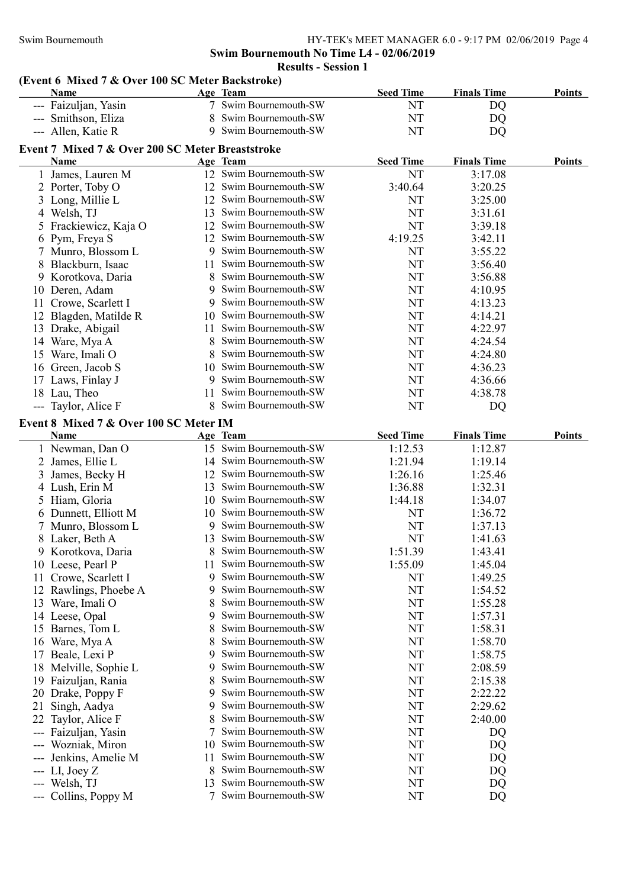## Swim Bournemouth No Time L4 - 02/06/2019

### Results - Session 1

**(Event 6 Mixed 7 & Over 100 SC Meter Backstroke)**

| | Name | Age | Team | Seed Time | Finals Time | Points |
|---|---|---|---|---|---|---|
| --- | Faizuljan, Yasin | 7 | Swim Bournemouth-SW | NT | DQ | |
| --- | Smithson, Eliza | 8 | Swim Bournemouth-SW | NT | DQ | |
| --- | Allen, Katie R | 9 | Swim Bournemouth-SW | NT | DQ | |

**Event 7 Mixed 7 & Over 200 SC Meter Breaststroke**

| | Name | Age | Team | Seed Time | Finals Time | Points |
|---|---|---|---|---|---|---|
| 1 | James, Lauren M | 12 | Swim Bournemouth-SW | NT | 3:17.08 | |
| 2 | Porter, Toby O | 12 | Swim Bournemouth-SW | 3:40.64 | 3:20.25 | |
| 3 | Long, Millie L | 12 | Swim Bournemouth-SW | NT | 3:25.00 | |
| 4 | Welsh, TJ | 13 | Swim Bournemouth-SW | NT | 3:31.61 | |
| 5 | Frackiewicz, Kaja O | 12 | Swim Bournemouth-SW | NT | 3:39.18 | |
| 6 | Pym, Freya S | 12 | Swim Bournemouth-SW | 4:19.25 | 3:42.11 | |
| 7 | Munro, Blossom L | 9 | Swim Bournemouth-SW | NT | 3:55.22 | |
| 8 | Blackburn, Isaac | 11 | Swim Bournemouth-SW | NT | 3:56.40 | |
| 9 | Korotkova, Daria | 8 | Swim Bournemouth-SW | NT | 3:56.88 | |
| 10 | Deren, Adam | 9 | Swim Bournemouth-SW | NT | 4:10.95 | |
| 11 | Crowe, Scarlett I | 9 | Swim Bournemouth-SW | NT | 4:13.23 | |
| 12 | Blagden, Matilde R | 10 | Swim Bournemouth-SW | NT | 4:14.21 | |
| 13 | Drake, Abigail | 11 | Swim Bournemouth-SW | NT | 4:22.97 | |
| 14 | Ware, Mya A | 8 | Swim Bournemouth-SW | NT | 4:24.54 | |
| 15 | Ware, Imali O | 8 | Swim Bournemouth-SW | NT | 4:24.80 | |
| 16 | Green, Jacob S | 10 | Swim Bournemouth-SW | NT | 4:36.23 | |
| 17 | Laws, Finlay J | 9 | Swim Bournemouth-SW | NT | 4:36.66 | |
| 18 | Lau, Theo | 11 | Swim Bournemouth-SW | NT | 4:38.78 | |
| --- | Taylor, Alice F | 8 | Swim Bournemouth-SW | NT | DQ | |

**Event 8 Mixed 7 & Over 100 SC Meter IM**

| | Name | Age | Team | Seed Time | Finals Time | Points |
|---|---|---|---|---|---|---|
| 1 | Newman, Dan O | 15 | Swim Bournemouth-SW | 1:12.53 | 1:12.87 | |
| 2 | James, Ellie L | 14 | Swim Bournemouth-SW | 1:21.94 | 1:19.14 | |
| 3 | James, Becky H | 12 | Swim Bournemouth-SW | 1:26.16 | 1:25.46 | |
| 4 | Lush, Erin M | 13 | Swim Bournemouth-SW | 1:36.88 | 1:32.31 | |
| 5 | Hiam, Gloria | 10 | Swim Bournemouth-SW | 1:44.18 | 1:34.07 | |
| 6 | Dunnett, Elliott M | 10 | Swim Bournemouth-SW | NT | 1:36.72 | |
| 7 | Munro, Blossom L | 9 | Swim Bournemouth-SW | NT | 1:37.13 | |
| 8 | Laker, Beth A | 13 | Swim Bournemouth-SW | NT | 1:41.63 | |
| 9 | Korotkova, Daria | 8 | Swim Bournemouth-SW | 1:51.39 | 1:43.41 | |
| 10 | Leese, Pearl P | 11 | Swim Bournemouth-SW | 1:55.09 | 1:45.04 | |
| 11 | Crowe, Scarlett I | 9 | Swim Bournemouth-SW | NT | 1:49.25 | |
| 12 | Rawlings, Phoebe A | 9 | Swim Bournemouth-SW | NT | 1:54.52 | |
| 13 | Ware, Imali O | 8 | Swim Bournemouth-SW | NT | 1:55.28 | |
| 14 | Leese, Opal | 9 | Swim Bournemouth-SW | NT | 1:57.31 | |
| 15 | Barnes, Tom L | 8 | Swim Bournemouth-SW | NT | 1:58.31 | |
| 16 | Ware, Mya A | 8 | Swim Bournemouth-SW | NT | 1:58.70 | |
| 17 | Beale, Lexi P | 9 | Swim Bournemouth-SW | NT | 1:58.75 | |
| 18 | Melville, Sophie L | 9 | Swim Bournemouth-SW | NT | 2:08.59 | |
| 19 | Faizuljan, Rania | 8 | Swim Bournemouth-SW | NT | 2:15.38 | |
| 20 | Drake, Poppy F | 9 | Swim Bournemouth-SW | NT | 2:22.22 | |
| 21 | Singh, Aadya | 9 | Swim Bournemouth-SW | NT | 2:29.62 | |
| 22 | Taylor, Alice F | 8 | Swim Bournemouth-SW | NT | 2:40.00 | |
| --- | Faizuljan, Yasin | 7 | Swim Bournemouth-SW | NT | DQ | |
| --- | Wozniak, Miron | 10 | Swim Bournemouth-SW | NT | DQ | |
| --- | Jenkins, Amelie M | 11 | Swim Bournemouth-SW | NT | DQ | |
| --- | LI, Joey Z | 8 | Swim Bournemouth-SW | NT | DQ | |
| --- | Welsh, TJ | 13 | Swim Bournemouth-SW | NT | DQ | |
| --- | Collins, Poppy M | 7 | Swim Bournemouth-SW | NT | DQ | |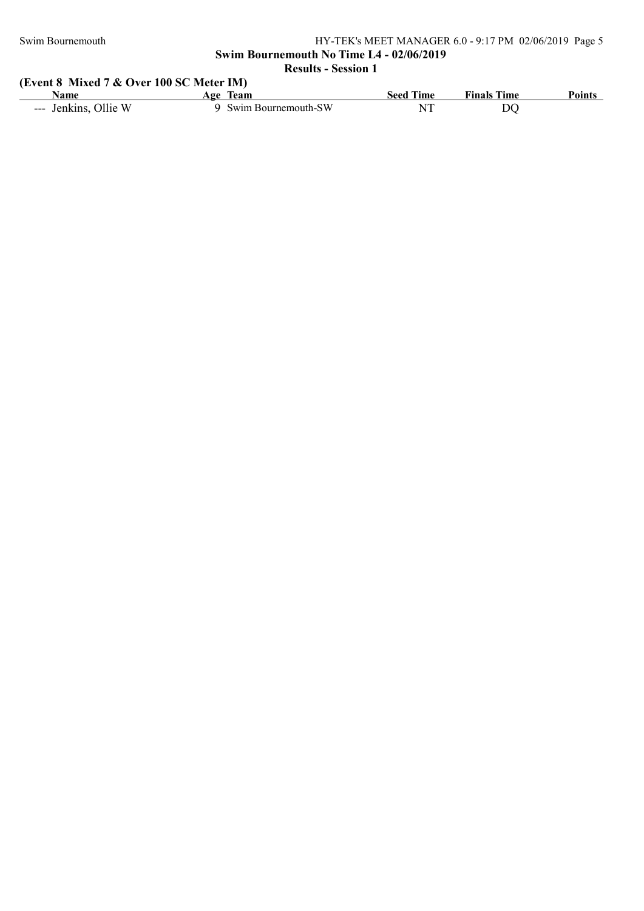(Event 8 Mixed 7 & Over 100 SC Meter IM)

| | Name | Age | Team | Seed Time | Finals Time | Points |
|---|---|---|---|---|---|---|
| --- | Jenkins, Ollie W | 9 | Swim Bournemouth-SW | NT | DQ | |